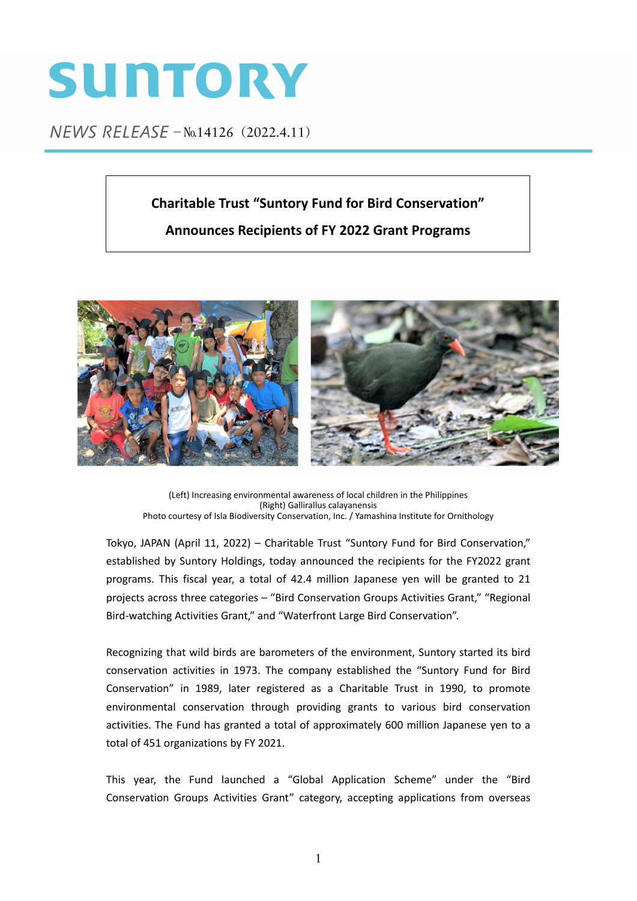# SUNTORY

*NEWS RELEASE* – №14126（2022.4.11）

**Charitable Trust “Suntory Fund for Bird Conservation”**

**Announces Recipients of FY 2022 Grant Programs**

(Left) Increasing environmental awareness of local children in the Philippines
(Right) Gallirallus calayanensis
Photo courtesy of Isla Biodiversity Conservation, Inc. / Yamashina Institute for Ornithology

Tokyo, JAPAN (April 11, 2022) – Charitable Trust “Suntory Fund for Bird Conservation,” established by Suntory Holdings, today announced the recipients for the FY2022 grant programs. This fiscal year, a total of 42.4 million Japanese yen will be granted to 21 projects across three categories – “Bird Conservation Groups Activities Grant,” “Regional Bird-watching Activities Grant,” and “Waterfront Large Bird Conservation”.

Recognizing that wild birds are barometers of the environment, Suntory started its bird conservation activities in 1973. The company established the “Suntory Fund for Bird Conservation” in 1989, later registered as a Charitable Trust in 1990, to promote environmental conservation through providing grants to various bird conservation activities. The Fund has granted a total of approximately 600 million Japanese yen to a total of 451 organizations by FY 2021.

This year, the Fund launched a “Global Application Scheme” under the “Bird Conservation Groups Activities Grant” category, accepting applications from overseas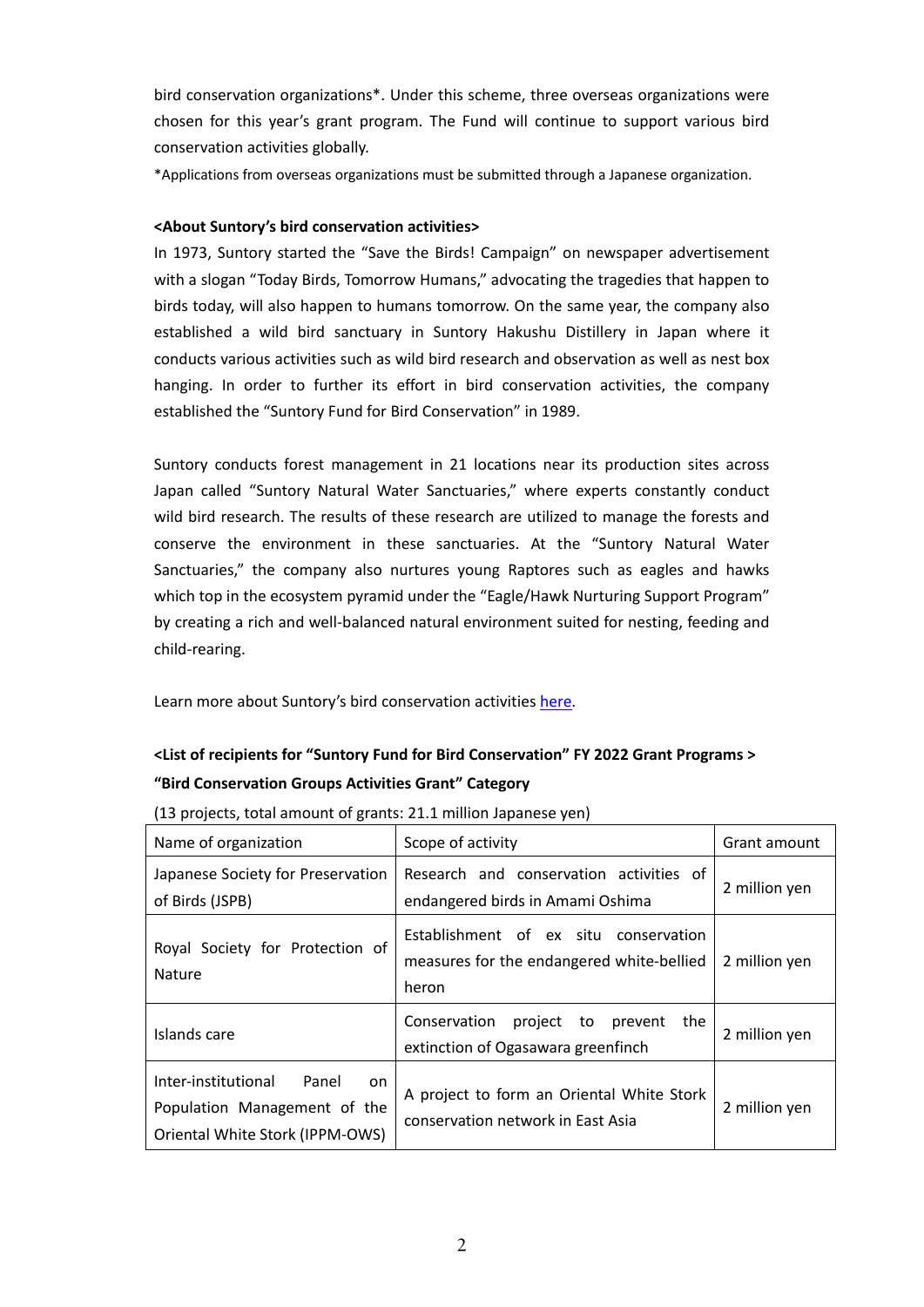bird conservation organizations*. Under this scheme, three overseas organizations were chosen for this year's grant program. The Fund will continue to support various bird conservation activities globally.

*Applications from overseas organizations must be submitted through a Japanese organization.

**<About Suntory's bird conservation activities>**

In 1973, Suntory started the "Save the Birds! Campaign" on newspaper advertisement with a slogan "Today Birds, Tomorrow Humans," advocating the tragedies that happen to birds today, will also happen to humans tomorrow. On the same year, the company also established a wild bird sanctuary in Suntory Hakushu Distillery in Japan where it conducts various activities such as wild bird research and observation as well as nest box hanging. In order to further its effort in bird conservation activities, the company established the "Suntory Fund for Bird Conservation" in 1989.

Suntory conducts forest management in 21 locations near its production sites across Japan called "Suntory Natural Water Sanctuaries," where experts constantly conduct wild bird research. The results of these research are utilized to manage the forests and conserve the environment in these sanctuaries. At the "Suntory Natural Water Sanctuaries," the company also nurtures young Raptores such as eagles and hawks which top in the ecosystem pyramid under the "Eagle/Hawk Nurturing Support Program" by creating a rich and well-balanced natural environment suited for nesting, feeding and child-rearing.

Learn more about Suntory's bird conservation activities here.

**<List of recipients for "Suntory Fund for Bird Conservation" FY 2022 Grant Programs >**
**"Bird Conservation Groups Activities Grant" Category**

(13 projects, total amount of grants: 21.1 million Japanese yen)

| Name of organization | Scope of activity | Grant amount |
|---|---|---|
| Japanese Society for Preservation of Birds (JSPB) | Research and conservation activities of endangered birds in Amami Oshima | 2 million yen |
| Royal Society for Protection of Nature | Establishment of ex situ conservation measures for the endangered white-bellied heron | 2 million yen |
| Islands care | Conservation project to prevent the extinction of Ogasawara greenfinch | 2 million yen |
| Inter-institutional Panel on Population Management of the Oriental White Stork (IPPM-OWS) | A project to form an Oriental White Stork conservation network in East Asia | 2 million yen |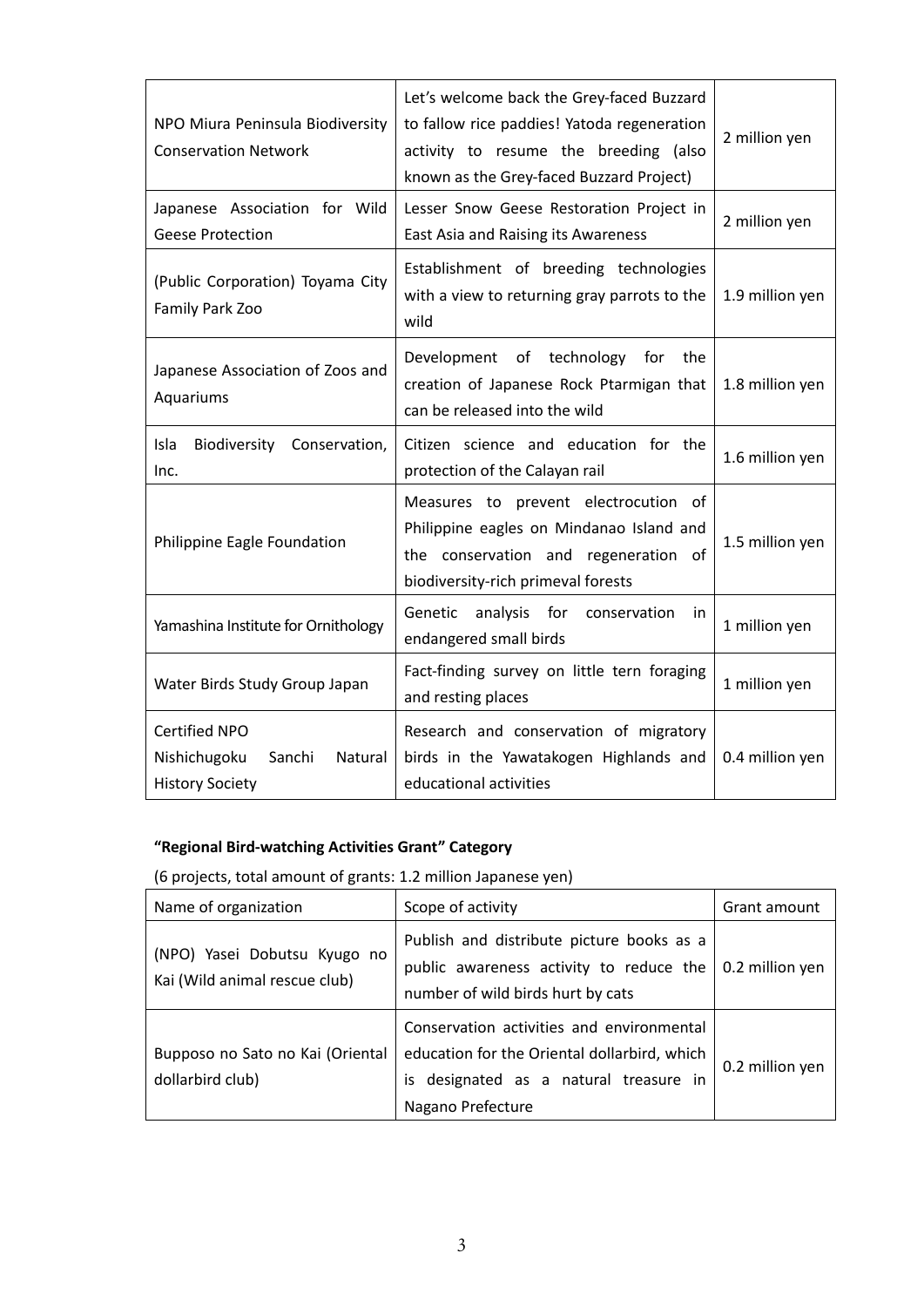| | | |
|---|---|---|
| NPO Miura Peninsula Biodiversity Conservation Network | Let's welcome back the Grey-faced Buzzard to fallow rice paddies! Yatoda regeneration activity to resume the breeding (also known as the Grey-faced Buzzard Project) | 2 million yen |
| Japanese Association for Wild Geese Protection | Lesser Snow Geese Restoration Project in East Asia and Raising its Awareness | 2 million yen |
| (Public Corporation) Toyama City Family Park Zoo | Establishment of breeding technologies with a view to returning gray parrots to the wild | 1.9 million yen |
| Japanese Association of Zoos and Aquariums | Development of technology for the creation of Japanese Rock Ptarmigan that can be released into the wild | 1.8 million yen |
| Isla Biodiversity Conservation, Inc. | Citizen science and education for the protection of the Calayan rail | 1.6 million yen |
| Philippine Eagle Foundation | Measures to prevent electrocution of Philippine eagles on Mindanao Island and the conservation and regeneration of biodiversity-rich primeval forests | 1.5 million yen |
| Yamashina Institute for Ornithology | Genetic analysis for conservation in endangered small birds | 1 million yen |
| Water Birds Study Group Japan | Fact-finding survey on little tern foraging and resting places | 1 million yen |
| Certified NPO Nishichugoku Sanchi Natural History Society | Research and conservation of migratory birds in the Yawatakogen Highlands and educational activities | 0.4 million yen |

**"Regional Bird-watching Activities Grant" Category**

(6 projects, total amount of grants: 1.2 million Japanese yen)

| Name of organization | Scope of activity | Grant amount |
|---|---|---|
| (NPO) Yasei Dobutsu Kyugo no Kai (Wild animal rescue club) | Publish and distribute picture books as a public awareness activity to reduce the number of wild birds hurt by cats | 0.2 million yen |
| Bupposo no Sato no Kai (Oriental dollarbird club) | Conservation activities and environmental education for the Oriental dollarbird, which is designated as a natural treasure in Nagano Prefecture | 0.2 million yen |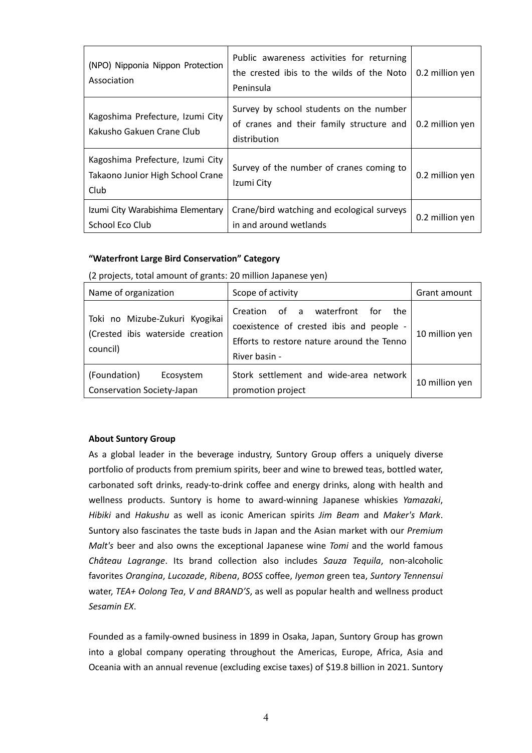| (NPO) Nipponia Nippon Protection Association | Public awareness activities for returning the crested ibis to the wilds of the Noto Peninsula | 0.2 million yen |
|---|---|---|
| Kagoshima Prefecture, Izumi City Kakusho Gakuen Crane Club | Survey by school students on the number of cranes and their family structure and distribution | 0.2 million yen |
| Kagoshima Prefecture, Izumi City Takaono Junior High School Crane Club | Survey of the number of cranes coming to Izumi City | 0.2 million yen |
| Izumi City Warabishima Elementary School Eco Club | Crane/bird watching and ecological surveys in and around wetlands | 0.2 million yen |

**"Waterfront Large Bird Conservation" Category**

(2 projects, total amount of grants: 20 million Japanese yen)

| Name of organization | Scope of activity | Grant amount |
|---|---|---|
| Toki no Mizube-Zukuri Kyogikai (Crested ibis waterside creation council) | Creation of a waterfront for the coexistence of crested ibis and people - Efforts to restore nature around the Tenno River basin - | 10 million yen |
| (Foundation) Ecosystem Conservation Society-Japan | Stork settlement and wide-area network promotion project | 10 million yen |

**About Suntory Group**

As a global leader in the beverage industry, Suntory Group offers a uniquely diverse portfolio of products from premium spirits, beer and wine to brewed teas, bottled water, carbonated soft drinks, ready-to-drink coffee and energy drinks, along with health and wellness products. Suntory is home to award-winning Japanese whiskies *Yamazaki*, *Hibiki* and *Hakushu* as well as iconic American spirits *Jim Beam* and *Maker's Mark*. Suntory also fascinates the taste buds in Japan and the Asian market with our *Premium Malt's* beer and also owns the exceptional Japanese wine *Tomi* and the world famous *Château Lagrange*. Its brand collection also includes *Sauza Tequila*, non-alcoholic favorites *Orangina*, *Lucozade*, *Ribena*, *BOSS* coffee, *Iyemon* green tea, *Suntory Tennensui* water, *TEA+ Oolong Tea*, *V and BRAND'S*, as well as popular health and wellness product *Sesamin EX*.

Founded as a family-owned business in 1899 in Osaka, Japan, Suntory Group has grown into a global company operating throughout the Americas, Europe, Africa, Asia and Oceania with an annual revenue (excluding excise taxes) of $19.8 billion in 2021. Suntory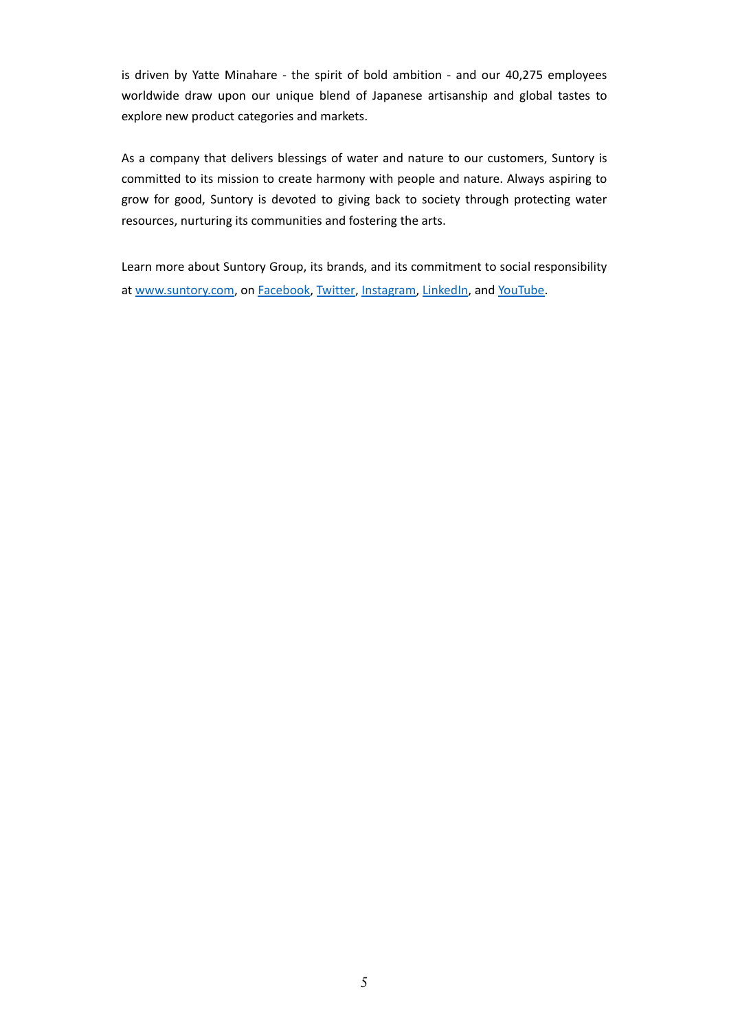is driven by Yatte Minahare - the spirit of bold ambition - and our 40,275 employees worldwide draw upon our unique blend of Japanese artisanship and global tastes to explore new product categories and markets.

As a company that delivers blessings of water and nature to our customers, Suntory is committed to its mission to create harmony with people and nature. Always aspiring to grow for good, Suntory is devoted to giving back to society through protecting water resources, nurturing its communities and fostering the arts.

Learn more about Suntory Group, its brands, and its commitment to social responsibility at www.suntory.com, on Facebook, Twitter, Instagram, LinkedIn, and YouTube.